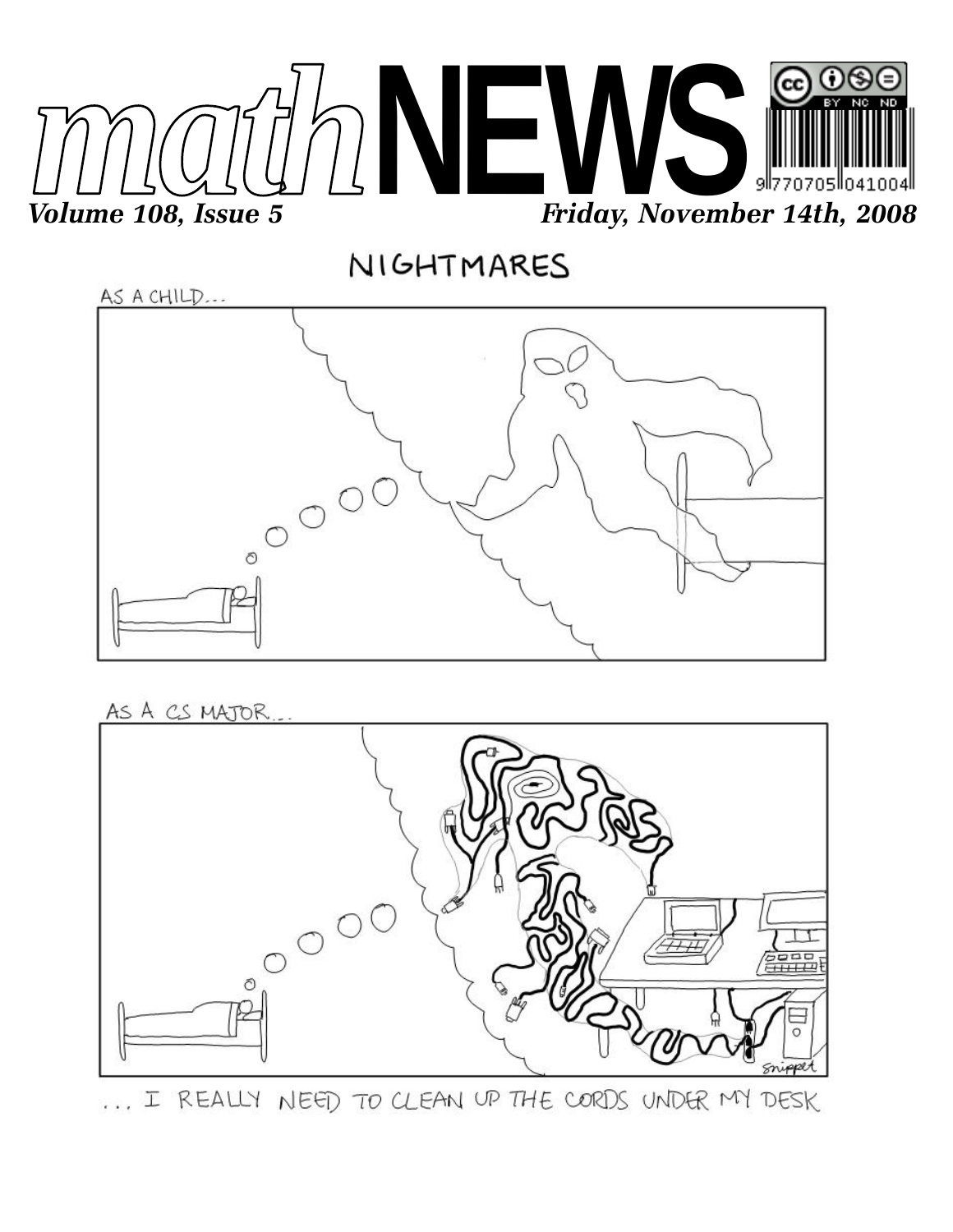# mathNEWS

*Volume 108, Issue 5* | *Friday, November 14th, 2008*

## NIGHTMARES

AS A CHILD...

AS A CS MAJOR...

... I REALLY NEED TO CLEAN UP THE CORDS UNDER MY DESK

snippet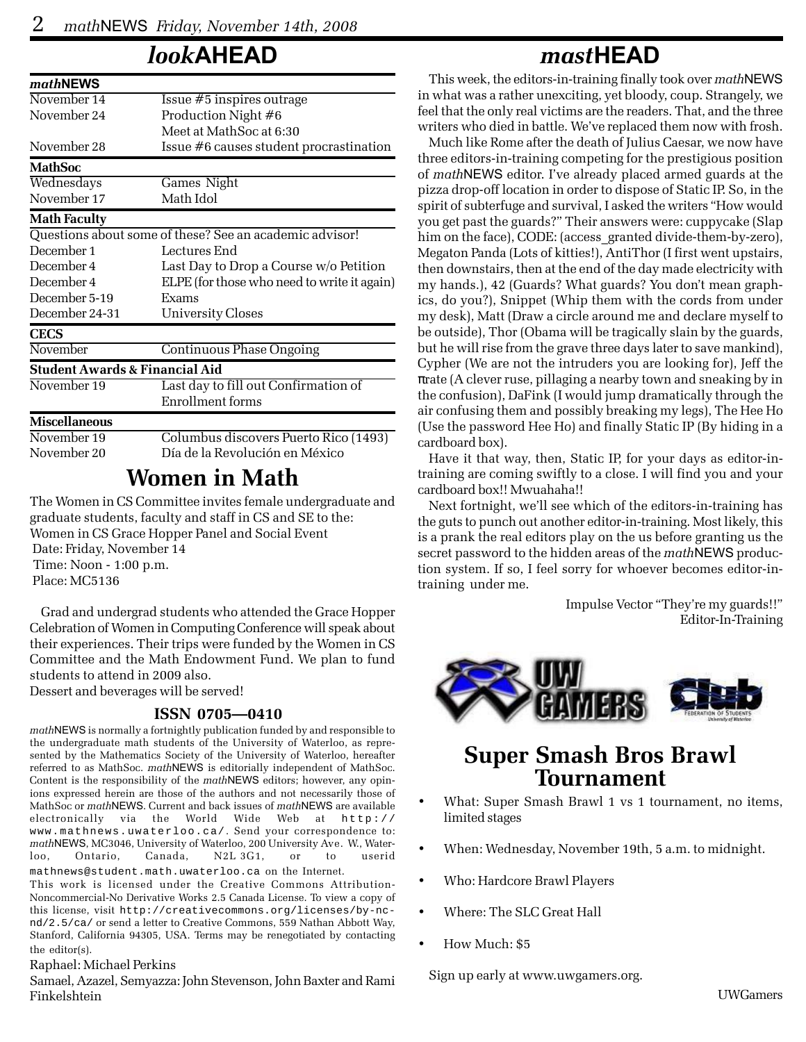# *look*AHEAD

| *math*NEWS | |
|---|---|
| November 14 | Issue #5 inspires outrage |
| November 24 | Production Night #6 |
| | Meet at MathSoc at 6:30 |
| November 28 | Issue #6 causes student procrastination |
| **MathSoc** | |
| Wednesdays | Games Night |
| November 17 | Math Idol |
| **Math Faculty** | |
| Questions about some of these? See an academic advisor! | |
| December 1 | Lectures End |
| December 4 | Last Day to Drop a Course w/o Petition |
| December 4 | ELPE (for those who need to write it again) |
| December 5-19 | Exams |
| December 24-31 | University Closes |
| **CECS** | |
| November | Continuous Phase Ongoing |
| **Student Awards & Financial Aid** | |
| November 19 | Last day to fill out Confirmation of Enrollment forms |
| **Miscellaneous** | |
| November 19 | Columbus discovers Puerto Rico (1493) |
| November 20 | Día de la Revolución en México |

## Women in Math

The Women in CS Committee invites female undergraduate and graduate students, faculty and staff in CS and SE to the:
Women in CS Grace Hopper Panel and Social Event
Date: Friday, November 14
Time: Noon - 1:00 p.m.
Place: MC5136

Grad and undergrad students who attended the Grace Hopper Celebration of Women in Computing Conference will speak about their experiences. Their trips were funded by the Women in CS Committee and the Math Endowment Fund. We plan to fund students to attend in 2009 also.
Dessert and beverages will be served!

### ISSN 0705—0410

*math*NEWS is normally a fortnightly publication funded by and responsible to the undergraduate math students of the University of Waterloo, as represented by the Mathematics Society of the University of Waterloo, hereafter referred to as MathSoc. *math*NEWS is editorially independent of MathSoc. Content is the responsibility of the *math*NEWS editors; however, any opinions expressed herein are those of the authors and not necessarily those of MathSoc or *math*NEWS. Current and back issues of *math*NEWS are available electronically via the World Wide Web at http://www.mathnews.uwaterloo.ca/. Send your correspondence to: *math*NEWS, MC3046, University of Waterloo, 200 University Ave. W., Waterloo, Ontario, Canada, N2L 3G1, or to userid mathnews@student.math.uwaterloo.ca on the Internet.

This work is licensed under the Creative Commons Attribution-Noncommercial-No Derivative Works 2.5 Canada License. To view a copy of this license, visit http://creativecommons.org/licenses/by-nc-nd/2.5/ca/ or send a letter to Creative Commons, 559 Nathan Abbott Way, Stanford, California 94305, USA. Terms may be renegotiated by contacting the editor(s).

Raphael: Michael Perkins
Samael, Azazel, Semyazza: John Stevenson, John Baxter and Rami Finkelshtein

# *mast*HEAD

This week, the editors-in-training finally took over *math*NEWS in what was a rather unexciting, yet bloody, coup. Strangely, we feel that the only real victims are the readers. That, and the three writers who died in battle. We've replaced them now with frosh.

Much like Rome after the death of Julius Caesar, we now have three editors-in-training competing for the prestigious position of *math*NEWS editor. I've already placed armed guards at the pizza drop-off location in order to dispose of Static IP. So, in the spirit of subterfuge and survival, I asked the writers "How would you get past the guards?" Their answers were: cuppycake (Slap him on the face), CODE: (access_granted divide-them-by-zero), Megaton Panda (Lots of kitties!), AntiThor (I first went upstairs, then downstairs, then at the end of the day made electricity with my hands.), 42 (Guards? What guards? You don't mean graphics, do you?), Snippet (Whip them with the cords from under my desk), Matt (Draw a circle around me and declare myself to be outside), Thor (Obama will be tragically slain by the guards, but he will rise from the grave three days later to save mankind), Cypher (We are not the intruders you are looking for), Jeff the πrate (A clever ruse, pillaging a nearby town and sneaking by in the confusion), DaFink (I would jump dramatically through the air confusing them and possibly breaking my legs), The Hee Ho (Use the password Hee Ho) and finally Static IP (By hiding in a cardboard box).

Have it that way, then, Static IP, for your days as editor-in-training are coming swiftly to a close. I will find you and your cardboard box!! Mwuahaha!!

Next fortnight, we'll see which of the editors-in-training has the guts to punch out another editor-in-training. Most likely, this is a prank the real editors play on the us before granting us the secret password to the hidden areas of the *math*NEWS production system. If so, I feel sorry for whoever becomes editor-in-training under me.

Impulse Vector "They're my guards!!"
Editor-In-Training

## Super Smash Bros Brawl Tournament

- What: Super Smash Brawl 1 vs 1 tournament, no items, limited stages
- When: Wednesday, November 19th, 5 a.m. to midnight.
- Who: Hardcore Brawl Players
- Where: The SLC Great Hall
- How Much: $5

Sign up early at www.uwgamers.org.

UWGamers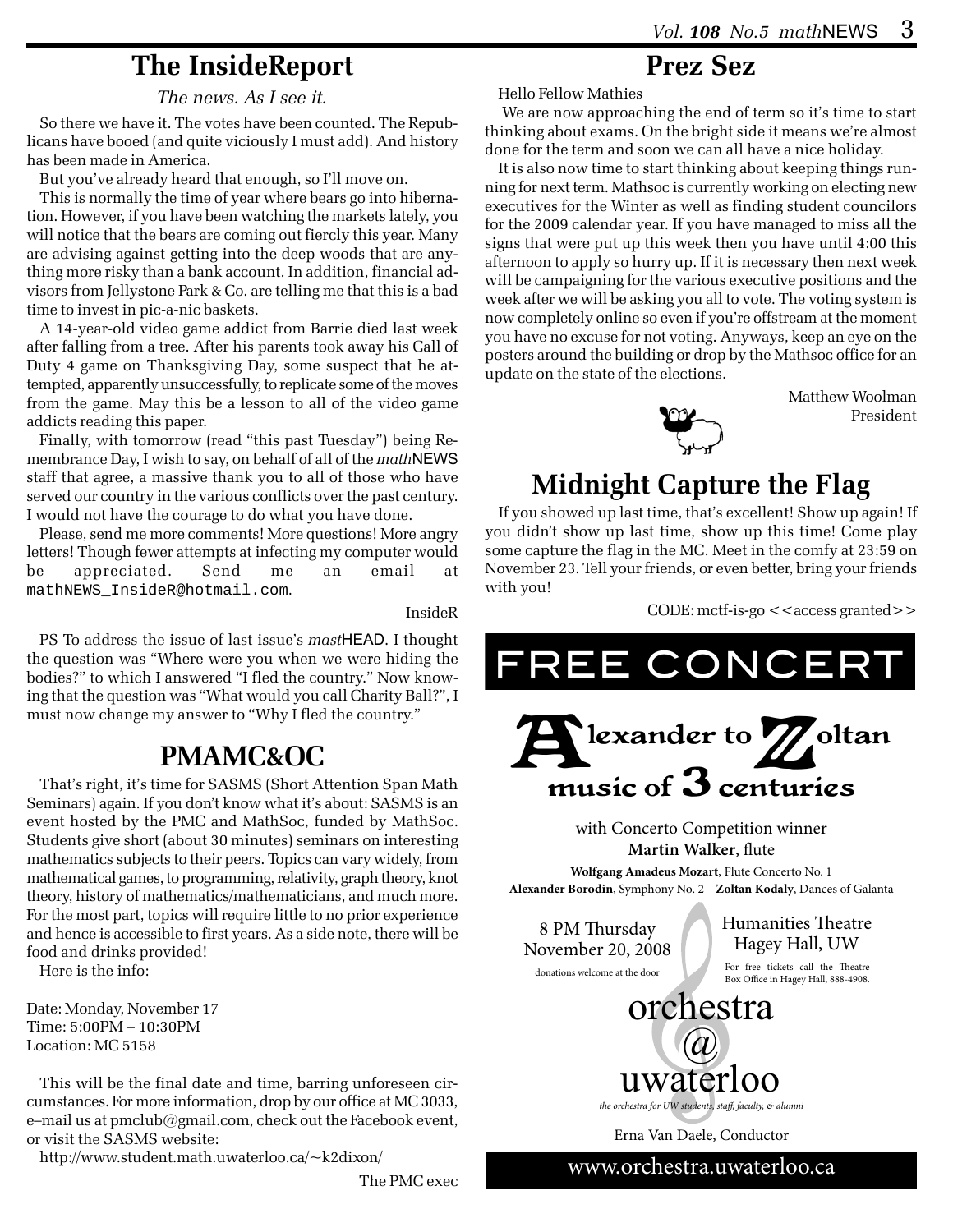## The InsideReport

*The news. As I see it.*

So there we have it. The votes have been counted. The Republicans have booed (and quite viciously I must add). And history has been made in America.

But you've already heard that enough, so I'll move on.

This is normally the time of year where bears go into hibernation. However, if you have been watching the markets lately, you will notice that the bears are coming out fiercly this year. Many are advising against getting into the deep woods that are anything more risky than a bank account. In addition, financial advisors from Jellystone Park & Co. are telling me that this is a bad time to invest in pic-a-nic baskets.

A 14-year-old video game addict from Barrie died last week after falling from a tree. After his parents took away his Call of Duty 4 game on Thanksgiving Day, some suspect that he attempted, apparently unsuccessfully, to replicate some of the moves from the game. May this be a lesson to all of the video game addicts reading this paper.

Finally, with tomorrow (read "this past Tuesday") being Remembrance Day, I wish to say, on behalf of all of the *math*NEWS staff that agree, a massive thank you to all of those who have served our country in the various conflicts over the past century. I would not have the courage to do what you have done.

Please, send me more comments! More questions! More angry letters! Though fewer attempts at infecting my computer would be appreciated. Send me an email at mathNEWS_InsideR@hotmail.com.

InsideR

PS To address the issue of last issue's *mast*HEAD. I thought the question was "Where were you when we were hiding the bodies?" to which I answered "I fled the country." Now knowing that the question was "What would you call Charity Ball?", I must now change my answer to "Why I fled the country."

## PMAMC&OC

That's right, it's time for SASMS (Short Attention Span Math Seminars) again. If you don't know what it's about: SASMS is an event hosted by the PMC and MathSoc, funded by MathSoc. Students give short (about 30 minutes) seminars on interesting mathematics subjects to their peers. Topics can vary widely, from mathematical games, to programming, relativity, graph theory, knot theory, history of mathematics/mathematicians, and much more. For the most part, topics will require little to no prior experience and hence is accessible to first years. As a side note, there will be food and drinks provided!

Here is the info:

Date: Monday, November 17
Time: 5:00PM – 10:30PM
Location: MC 5158

This will be the final date and time, barring unforeseen circumstances. For more information, drop by our office at MC 3033, e–mail us at pmclub@gmail.com, check out the Facebook event, or visit the SASMS website:

http://www.student.math.uwaterloo.ca/~k2dixon/

The PMC exec

## Prez Sez

Hello Fellow Mathies

We are now approaching the end of term so it's time to start thinking about exams. On the bright side it means we're almost done for the term and soon we can all have a nice holiday.

It is also now time to start thinking about keeping things running for next term. Mathsoc is currently working on electing new executives for the Winter as well as finding student councilors for the 2009 calendar year. If you have managed to miss all the signs that were put up this week then you have until 4:00 this afternoon to apply so hurry up. If it is necessary then next week will be campaigning for the various executive positions and the week after we will be asking you all to vote. The voting system is now completely online so even if you're offstream at the moment you have no excuse for not voting. Anyways, keep an eye on the posters around the building or drop by the Mathsoc office for an update on the state of the elections.

Matthew Woolman
President

## Midnight Capture the Flag

If you showed up last time, that's excellent! Show up again! If you didn't show up last time, show up this time! Come play some capture the flag in the MC. Meet in the comfy at 23:59 on November 23. Tell your friends, or even better, bring your friends with you!

CODE: mctf-is-go <<access granted>>

# FREE CONCERT

## Alexander to Zoltan
### music of 3 centuries

with Concerto Competition winner
**Martin Walker**, flute

**Wolfgang Amadeus Mozart**, Flute Concerto No. 1
**Alexander Borodin**, Symphony No. 2 **Zoltan Kodaly**, Dances of Galanta

8 PM Thursday
November 20, 2008
donations welcome at the door

Humanities Theatre
Hagey Hall, UW
For free tickets call the Theatre Box Office in Hagey Hall, 888-4908.

orchestra @ uwaterloo
*the orchestra for UW students, staff, faculty, & alumni*

Erna Van Daele, Conductor

www.orchestra.uwaterloo.ca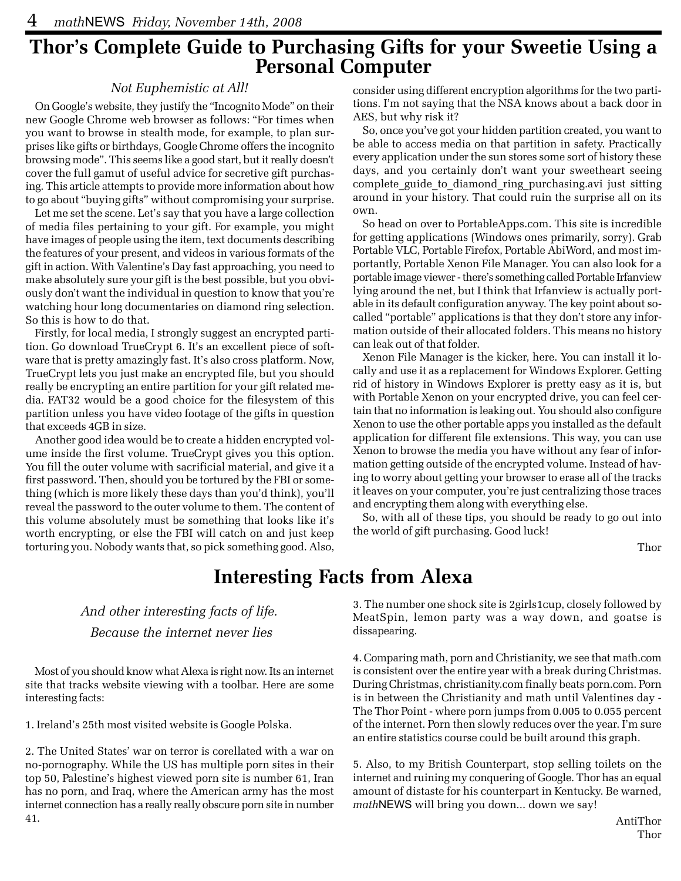## Thor's Complete Guide to Purchasing Gifts for your Sweetie Using a Personal Computer

*Not Euphemistic at All!*

On Google's website, they justify the "Incognito Mode" on their new Google Chrome web browser as follows: "For times when you want to browse in stealth mode, for example, to plan surprises like gifts or birthdays, Google Chrome offers the incognito browsing mode". This seems like a good start, but it really doesn't cover the full gamut of useful advice for secretive gift purchasing. This article attempts to provide more information about how to go about "buying gifts" without compromising your surprise.

Let me set the scene. Let's say that you have a large collection of media files pertaining to your gift. For example, you might have images of people using the item, text documents describing the features of your present, and videos in various formats of the gift in action. With Valentine's Day fast approaching, you need to make absolutely sure your gift is the best possible, but you obviously don't want the individual in question to know that you're watching hour long documentaries on diamond ring selection. So this is how to do that.

Firstly, for local media, I strongly suggest an encrypted partition. Go download TrueCrypt 6. It's an excellent piece of software that is pretty amazingly fast. It's also cross platform. Now, TrueCrypt lets you just make an encrypted file, but you should really be encrypting an entire partition for your gift related media. FAT32 would be a good choice for the filesystem of this partition unless you have video footage of the gifts in question that exceeds 4GB in size.

Another good idea would be to create a hidden encrypted volume inside the first volume. TrueCrypt gives you this option. You fill the outer volume with sacrificial material, and give it a first password. Then, should you be tortured by the FBI or something (which is more likely these days than you'd think), you'll reveal the password to the outer volume to them. The content of this volume absolutely must be something that looks like it's worth encrypting, or else the FBI will catch on and just keep torturing you. Nobody wants that, so pick something good. Also, consider using different encryption algorithms for the two partitions. I'm not saying that the NSA knows about a back door in AES, but why risk it?

So, once you've got your hidden partition created, you want to be able to access media on that partition in safety. Practically every application under the sun stores some sort of history these days, and you certainly don't want your sweetheart seeing complete_guide_to_diamond_ring_purchasing.avi just sitting around in your history. That could ruin the surprise all on its own.

So head on over to PortableApps.com. This site is incredible for getting applications (Windows ones primarily, sorry). Grab Portable VLC, Portable Firefox, Portable AbiWord, and most importantly, Portable Xenon File Manager. You can also look for a portable image viewer - there's something called Portable Irfanview lying around the net, but I think that Irfanview is actually portable in its default configuration anyway. The key point about so-called "portable" applications is that they don't store any information outside of their allocated folders. This means no history can leak out of that folder.

Xenon File Manager is the kicker, here. You can install it locally and use it as a replacement for Windows Explorer. Getting rid of history in Windows Explorer is pretty easy as it is, but with Portable Xenon on your encrypted drive, you can feel certain that no information is leaking out. You should also configure Xenon to use the other portable apps you installed as the default application for different file extensions. This way, you can use Xenon to browse the media you have without any fear of information getting outside of the encrypted volume. Instead of having to worry about getting your browser to erase all of the tracks it leaves on your computer, you're just centralizing those traces and encrypting them along with everything else.

So, with all of these tips, you should be ready to go out into the world of gift purchasing. Good luck!

Thor

## Interesting Facts from Alexa

*And other interesting facts of life.*
*Because the internet never lies*

Most of you should know what Alexa is right now. Its an internet site that tracks website viewing with a toolbar. Here are some interesting facts:

1. Ireland's 25th most visited website is Google Polska.

2. The United States' war on terror is corellated with a war on no-pornography. While the US has multiple porn sites in their top 50, Palestine's highest viewed porn site is number 61, Iran has no porn, and Iraq, where the American army has the most internet connection has a really really obscure porn site in number 41.

3. The number one shock site is 2girls1cup, closely followed by MeatSpin, lemon party was a way down, and goatse is dissapearing.

4. Comparing math, porn and Christianity, we see that math.com is consistent over the entire year with a break during Christmas. During Christmas, christianity.com finally beats porn.com. Porn is in between the Christianity and math until Valentines day - The Thor Point - where porn jumps from 0.005 to 0.055 percent of the internet. Porn then slowly reduces over the year. I'm sure an entire statistics course could be built around this graph.

5. Also, to my British Counterpart, stop selling toilets on the internet and ruining my conquering of Google. Thor has an equal amount of distaste for his counterpart in Kentucky. Be warned, *math*NEWS will bring you down... down we say!

AntiThor
Thor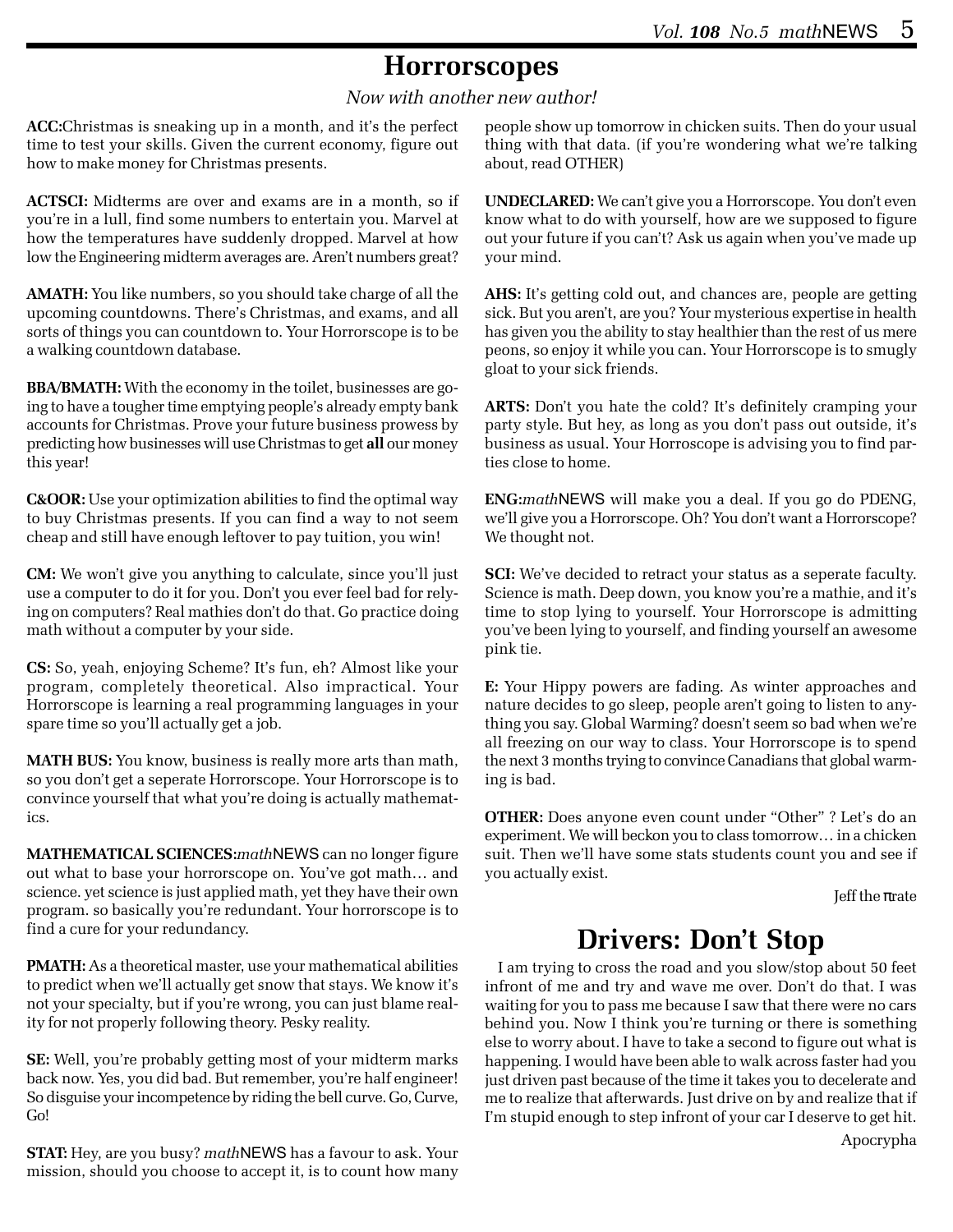# Horrorscopes

*Now with another new author!*

**ACC:**Christmas is sneaking up in a month, and it's the perfect time to test your skills. Given the current economy, figure out how to make money for Christmas presents.

**ACTSCI:** Midterms are over and exams are in a month, so if you're in a lull, find some numbers to entertain you. Marvel at how the temperatures have suddenly dropped. Marvel at how low the Engineering midterm averages are. Aren't numbers great?

**AMATH:** You like numbers, so you should take charge of all the upcoming countdowns. There's Christmas, and exams, and all sorts of things you can countdown to. Your Horrorscope is to be a walking countdown database.

**BBA/BMATH:** With the economy in the toilet, businesses are going to have a tougher time emptying people's already empty bank accounts for Christmas. Prove your future business prowess by predicting how businesses will use Christmas to get **all** our money this year!

**C&OOR:** Use your optimization abilities to find the optimal way to buy Christmas presents. If you can find a way to not seem cheap and still have enough leftover to pay tuition, you win!

**CM:** We won't give you anything to calculate, since you'll just use a computer to do it for you. Don't you ever feel bad for relying on computers? Real mathies don't do that. Go practice doing math without a computer by your side.

**CS:** So, yeah, enjoying Scheme? It's fun, eh? Almost like your program, completely theoretical. Also impractical. Your Horrorscope is learning a real programming languages in your spare time so you'll actually get a job.

**MATH BUS:** You know, business is really more arts than math, so you don't get a seperate Horrorscope. Your Horrorscope is to convince yourself that what you're doing is actually mathematics.

**MATHEMATICAL SCIENCES:***math*NEWS can no longer figure out what to base your horrorscope on. You've got math… and science. yet science is just applied math, yet they have their own program. so basically you're redundant. Your horrorscope is to find a cure for your redundancy.

**PMATH:** As a theoretical master, use your mathematical abilities to predict when we'll actually get snow that stays. We know it's not your specialty, but if you're wrong, you can just blame reality for not properly following theory. Pesky reality.

**SE:** Well, you're probably getting most of your midterm marks back now. Yes, you did bad. But remember, you're half engineer! So disguise your incompetence by riding the bell curve. Go, Curve, Go!

**STAT:** Hey, are you busy? *math*NEWS has a favour to ask. Your mission, should you choose to accept it, is to count how many people show up tomorrow in chicken suits. Then do your usual thing with that data. (if you're wondering what we're talking about, read OTHER)

**UNDECLARED:** We can't give you a Horrorscope. You don't even know what to do with yourself, how are we supposed to figure out your future if you can't? Ask us again when you've made up your mind.

**AHS:** It's getting cold out, and chances are, people are getting sick. But you aren't, are you? Your mysterious expertise in health has given you the ability to stay healthier than the rest of us mere peons, so enjoy it while you can. Your Horrorscope is to smugly gloat to your sick friends.

**ARTS:** Don't you hate the cold? It's definitely cramping your party style. But hey, as long as you don't pass out outside, it's business as usual. Your Horroscope is advising you to find parties close to home.

**ENG:***math*NEWS will make you a deal. If you go do PDENG, we'll give you a Horrorscope. Oh? You don't want a Horrorscope? We thought not.

**SCI:** We've decided to retract your status as a seperate faculty. Science is math. Deep down, you know you're a mathie, and it's time to stop lying to yourself. Your Horrorscope is admitting you've been lying to yourself, and finding yourself an awesome pink tie.

**E:** Your Hippy powers are fading. As winter approaches and nature decides to go sleep, people aren't going to listen to anything you say. Global Warming? doesn't seem so bad when we're all freezing on our way to class. Your Horrorscope is to spend the next 3 months trying to convince Canadians that global warming is bad.

**OTHER:** Does anyone even count under "Other" ? Let's do an experiment. We will beckon you to class tomorrow… in a chicken suit. Then we'll have some stats students count you and see if you actually exist.

Jeff the πrate

# Drivers: Don't Stop

I am trying to cross the road and you slow/stop about 50 feet infront of me and try and wave me over. Don't do that. I was waiting for you to pass me because I saw that there were no cars behind you. Now I think you're turning or there is something else to worry about. I have to take a second to figure out what is happening. I would have been able to walk across faster had you just driven past because of the time it takes you to decelerate and me to realize that afterwards. Just drive on by and realize that if I'm stupid enough to step infront of your car I deserve to get hit.

Apocrypha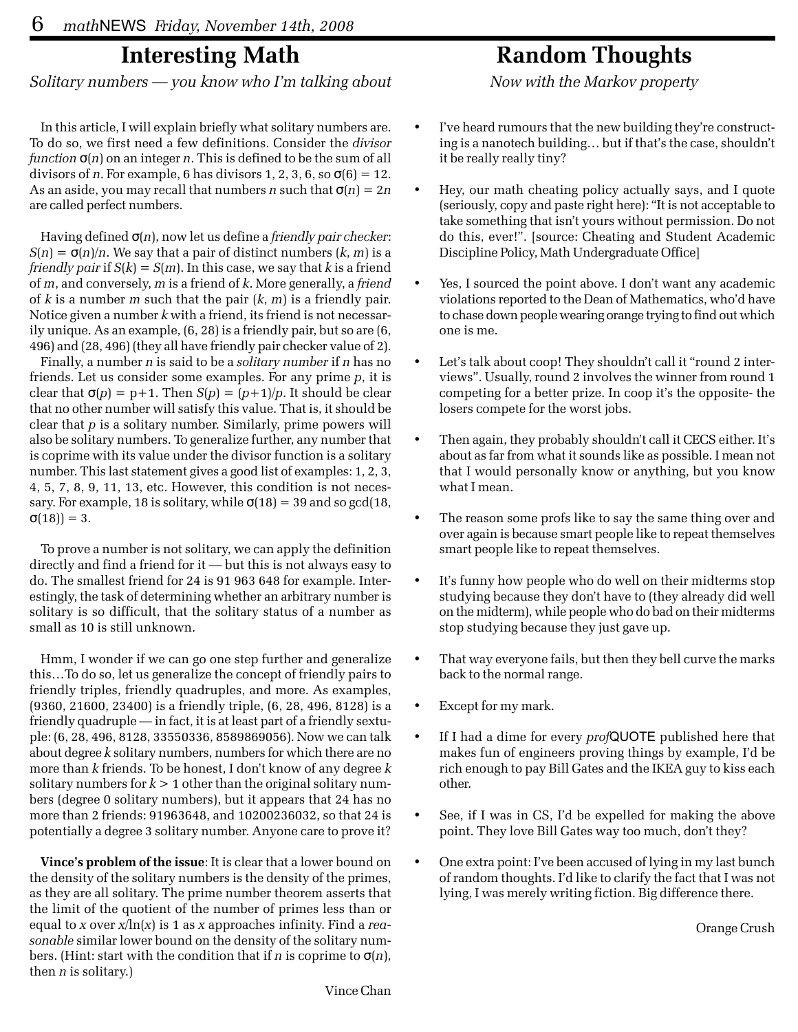## Interesting Math

*Solitary numbers — you know who I'm talking about*

In this article, I will explain briefly what solitary numbers are. To do so, we first need a few definitions. Consider the *divisor function* $\sigma(n)$ on an integer $n$. This is defined to be the sum of all divisors of $n$. For example, 6 has divisors 1, 2, 3, 6, so $\sigma(6) = 12$. As an aside, you may recall that numbers $n$ such that $\sigma(n) = 2n$ are called perfect numbers.

Having defined $\sigma(n)$, now let us define a *friendly pair checker*: $S(n) = \sigma(n)/n$. We say that a pair of distinct numbers $(k, m)$ is a *friendly pair* if $S(k) = S(m)$. In this case, we say that $k$ is a friend of $m$, and conversely, $m$ is a friend of $k$. More generally, a *friend* of $k$ is a number $m$ such that the pair $(k, m)$ is a friendly pair. Notice given a number $k$ with a friend, its friend is not necessarily unique. As an example, (6, 28) is a friendly pair, but so are (6, 496) and (28, 496) (they all have friendly pair checker value of 2).

Finally, a number $n$ is said to be a *solitary number* if $n$ has no friends. Let us consider some examples. For any prime $p$, it is clear that $\sigma(p) = p+1$. Then $S(p) = (p+1)/p$. It should be clear that no other number will satisfy this value. That is, it should be clear that $p$ is a solitary number. Similarly, prime powers will also be solitary numbers. To generalize further, any number that is coprime with its value under the divisor function is a solitary number. This last statement gives a good list of examples: 1, 2, 3, 4, 5, 7, 8, 9, 11, 13, etc. However, this condition is not necessary. For example, 18 is solitary, while $\sigma(18) = 39$ and so $\gcd(18, \sigma(18)) = 3$.

To prove a number is not solitary, we can apply the definition directly and find a friend for it — but this is not always easy to do. The smallest friend for 24 is 91 963 648 for example. Interestingly, the task of determining whether an arbitrary number is solitary is so difficult, that the solitary status of a number as small as 10 is still unknown.

Hmm, I wonder if we can go one step further and generalize this…To do so, let us generalize the concept of friendly pairs to friendly triples, friendly quadruples, and more. As examples, (9360, 21600, 23400) is a friendly triple, (6, 28, 496, 8128) is a friendly quadruple — in fact, it is at least part of a friendly sextuple: (6, 28, 496, 8128, 33550336, 8589869056). Now we can talk about degree $k$ solitary numbers, numbers for which there are no more than $k$ friends. To be honest, I don't know of any degree $k$ solitary numbers for $k > 1$ other than the original solitary numbers (degree 0 solitary numbers), but it appears that 24 has no more than 2 friends: 91963648, and 10200236032, so that 24 is potentially a degree 3 solitary number. Anyone care to prove it?

**Vince's problem of the issue**: It is clear that a lower bound on the density of the solitary numbers is the density of the primes, as they are all solitary. The prime number theorem asserts that the limit of the quotient of the number of primes less than or equal to $x$ over $x/\ln(x)$ is 1 as $x$ approaches infinity. Find a *reasonable* similar lower bound on the density of the solitary numbers. (Hint: start with the condition that if $n$ is coprime to $\sigma(n)$, then $n$ is solitary.)

Vince Chan

## Random Thoughts

*Now with the Markov property*

- I've heard rumours that the new building they're constructing is a nanotech building… but if that's the case, shouldn't it be really really tiny?
- Hey, our math cheating policy actually says, and I quote (seriously, copy and paste right here): "It is not acceptable to take something that isn't yours without permission. Do not do this, ever!". [source: Cheating and Student Academic Discipline Policy, Math Undergraduate Office]
- Yes, I sourced the point above. I don't want any academic violations reported to the Dean of Mathematics, who'd have to chase down people wearing orange trying to find out which one is me.
- Let's talk about coop! They shouldn't call it "round 2 interviews". Usually, round 2 involves the winner from round 1 competing for a better prize. In coop it's the opposite- the losers compete for the worst jobs.
- Then again, they probably shouldn't call it CECS either. It's about as far from what it sounds like as possible. I mean not that I would personally know or anything, but you know what I mean.
- The reason some profs like to say the same thing over and over again is because smart people like to repeat themselves smart people like to repeat themselves.
- It's funny how people who do well on their midterms stop studying because they don't have to (they already did well on the midterm), while people who do bad on their midterms stop studying because they just gave up.
- That way everyone fails, but then they bell curve the marks back to the normal range.
- Except for my mark.
- If I had a dime for every *prof*QUOTE published here that makes fun of engineers proving things by example, I'd be rich enough to pay Bill Gates and the IKEA guy to kiss each other.
- See, if I was in CS, I'd be expelled for making the above point. They love Bill Gates way too much, don't they?
- One extra point: I've been accused of lying in my last bunch of random thoughts. I'd like to clarify the fact that I was not lying, I was merely writing fiction. Big difference there.

Orange Crush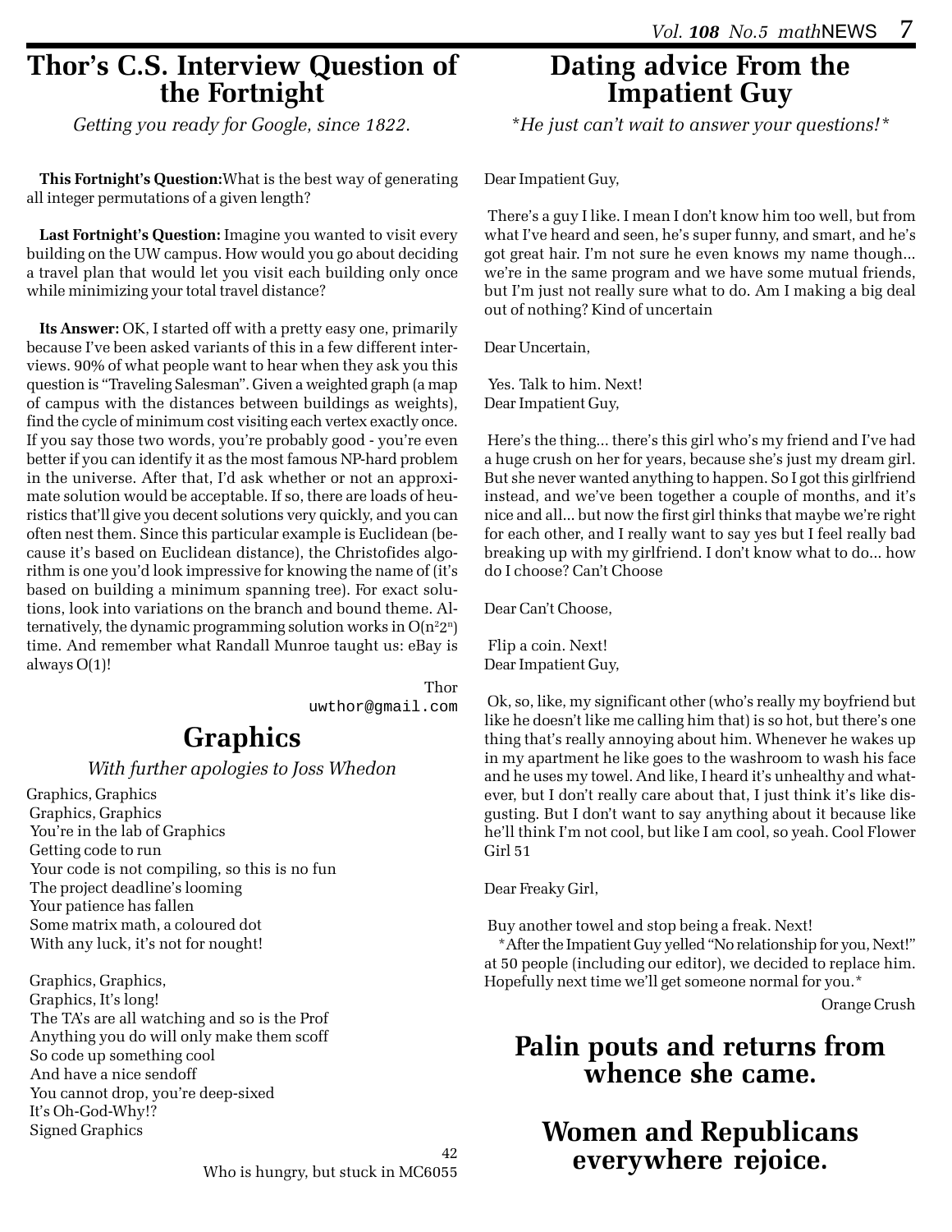# Thor's C.S. Interview Question of the Fortnight

*Getting you ready for Google, since 1822.*

**This Fortnight's Question:** What is the best way of generating all integer permutations of a given length?

**Last Fortnight's Question:** Imagine you wanted to visit every building on the UW campus. How would you go about deciding a travel plan that would let you visit each building only once while minimizing your total travel distance?

**Its Answer:** OK, I started off with a pretty easy one, primarily because I've been asked variants of this in a few different interviews. 90% of what people want to hear when they ask you this question is "Traveling Salesman". Given a weighted graph (a map of campus with the distances between buildings as weights), find the cycle of minimum cost visiting each vertex exactly once. If you say those two words, you're probably good - you're even better if you can identify it as the most famous NP-hard problem in the universe. After that, I'd ask whether or not an approximate solution would be acceptable. If so, there are loads of heuristics that'll give you decent solutions very quickly, and you can often nest them. Since this particular example is Euclidean (because it's based on Euclidean distance), the Christofides algorithm is one you'd look impressive for knowing the name of (it's based on building a minimum spanning tree). For exact solutions, look into variations on the branch and bound theme. Alternatively, the dynamic programming solution works in $O(n^2 2^n)$ time. And remember what Randall Munroe taught us: eBay is always O(1)!

Thor
uwthor@gmail.com

# Graphics

*With further apologies to Joss Whedon*

Graphics, Graphics
Graphics, Graphics
You're in the lab of Graphics
Getting code to run
Your code is not compiling, so this is no fun
The project deadline's looming
Your patience has fallen
Some matrix math, a coloured dot
With any luck, it's not for nought!

Graphics, Graphics,
Graphics, It's long!
The TA's are all watching and so is the Prof
Anything you do will only make them scoff
So code up something cool
And have a nice sendoff
You cannot drop, you're deep-sixed
It's Oh-God-Why!?
Signed Graphics

42
Who is hungry, but stuck in MC6055

# Dating advice From the Impatient Guy

*\*He just can't wait to answer your questions!\**

Dear Impatient Guy,

There's a guy I like. I mean I don't know him too well, but from what I've heard and seen, he's super funny, and smart, and he's got great hair. I'm not sure he even knows my name though... we're in the same program and we have some mutual friends, but I'm just not really sure what to do. Am I making a big deal out of nothing? Kind of uncertain

Dear Uncertain,

Yes. Talk to him. Next!

Dear Impatient Guy,

Here's the thing... there's this girl who's my friend and I've had a huge crush on her for years, because she's just my dream girl. But she never wanted anything to happen. So I got this girlfriend instead, and we've been together a couple of months, and it's nice and all... but now the first girl thinks that maybe we're right for each other, and I really want to say yes but I feel really bad breaking up with my girlfriend. I don't know what to do... how do I choose? Can't Choose

Dear Can't Choose,

Flip a coin. Next!

Dear Impatient Guy,

Ok, so, like, my significant other (who's really my boyfriend but like he doesn't like me calling him that) is so hot, but there's one thing that's really annoying about him. Whenever he wakes up in my apartment he like goes to the washroom to wash his face and he uses my towel. And like, I heard it's unhealthy and whatever, but I don't really care about that, I just think it's like disgusting. But I don't want to say anything about it because like he'll think I'm not cool, but like I am cool, so yeah. Cool Flower Girl 51

Dear Freaky Girl,

Buy another towel and stop being a freak. Next!

\*After the Impatient Guy yelled "No relationship for you, Next!" at 50 people (including our editor), we decided to replace him. Hopefully next time we'll get someone normal for you.\*

Orange Crush

# Palin pouts and returns from whence she came.

# Women and Republicans everywhere rejoice.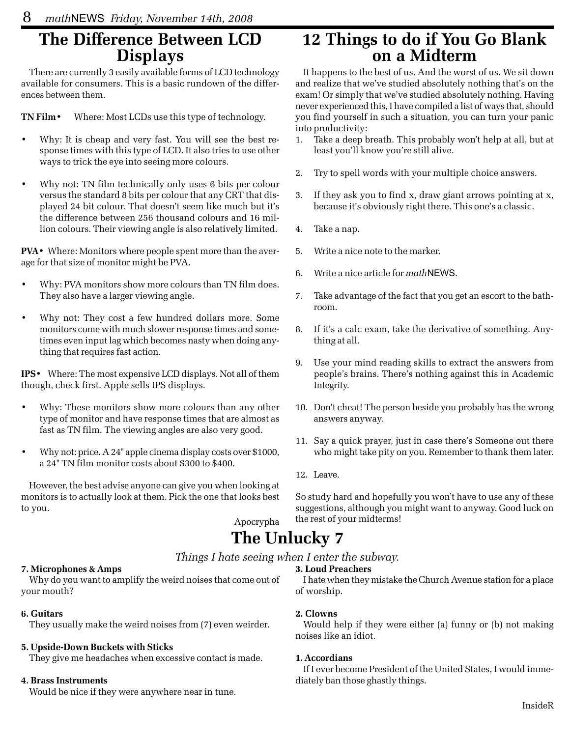## The Difference Between LCD Displays

There are currently 3 easily available forms of LCD technology available for consumers. This is a basic rundown of the differences between them.

**TN Film** • Where: Most LCDs use this type of technology.

- Why: It is cheap and very fast. You will see the best response times with this type of LCD. It also tries to use other ways to trick the eye into seeing more colours.
- Why not: TN film technically only uses 6 bits per colour versus the standard 8 bits per colour that any CRT that displayed 24 bit colour. That doesn't seem like much but it's the difference between 256 thousand colours and 16 million colours. Their viewing angle is also relatively limited.

**PVA** • Where: Monitors where people spent more than the average for that size of monitor might be PVA.

- Why: PVA monitors show more colours than TN film does. They also have a larger viewing angle.
- Why not: They cost a few hundred dollars more. Some monitors come with much slower response times and sometimes even input lag which becomes nasty when doing anything that requires fast action.

**IPS** • Where: The most expensive LCD displays. Not all of them though, check first. Apple sells IPS displays.

- Why: These monitors show more colours than any other type of monitor and have response times that are almost as fast as TN film. The viewing angles are also very good.
- Why not: price. A 24" apple cinema display costs over $1000, a 24" TN film monitor costs about $300 to $400.

However, the best advise anyone can give you when looking at monitors is to actually look at them. Pick the one that looks best to you.

Apocrypha

## 12 Things to do if You Go Blank on a Midterm

It happens to the best of us. And the worst of us. We sit down and realize that we've studied absolutely nothing that's on the exam! Or simply that we've studied absolutely nothing. Having never experienced this, I have compiled a list of ways that, should you find yourself in such a situation, you can turn your panic into productivity:

1. Take a deep breath. This probably won't help at all, but at least you'll know you're still alive.
2. Try to spell words with your multiple choice answers.
3. If they ask you to find x, draw giant arrows pointing at x, because it's obviously right there. This one's a classic.
4. Take a nap.
5. Write a nice note to the marker.
6. Write a nice article for *math*NEWS.
7. Take advantage of the fact that you get an escort to the bathroom.
8. If it's a calc exam, take the derivative of something. Anything at all.
9. Use your mind reading skills to extract the answers from people's brains. There's nothing against this in Academic Integrity.
10. Don't cheat! The person beside you probably has the wrong answers anyway.
11. Say a quick prayer, just in case there's Someone out there who might take pity on you. Remember to thank them later.
12. Leave.

So study hard and hopefully you won't have to use any of these suggestions, although you might want to anyway. Good luck on the rest of your midterms!

## The Unlucky 7

*Things I hate seeing when I enter the subway.*

**7. Microphones & Amps**
Why do you want to amplify the weird noises that come out of your mouth?

**6. Guitars**
They usually make the weird noises from (7) even weirder.

**5. Upside-Down Buckets with Sticks**
They give me headaches when excessive contact is made.

**4. Brass Instruments**
Would be nice if they were anywhere near in tune.

**3. Loud Preachers**
I hate when they mistake the Church Avenue station for a place of worship.

**2. Clowns**
Would help if they were either (a) funny or (b) not making noises like an idiot.

**1. Accordians**
If I ever become President of the United States, I would immediately ban those ghastly things.

InsideR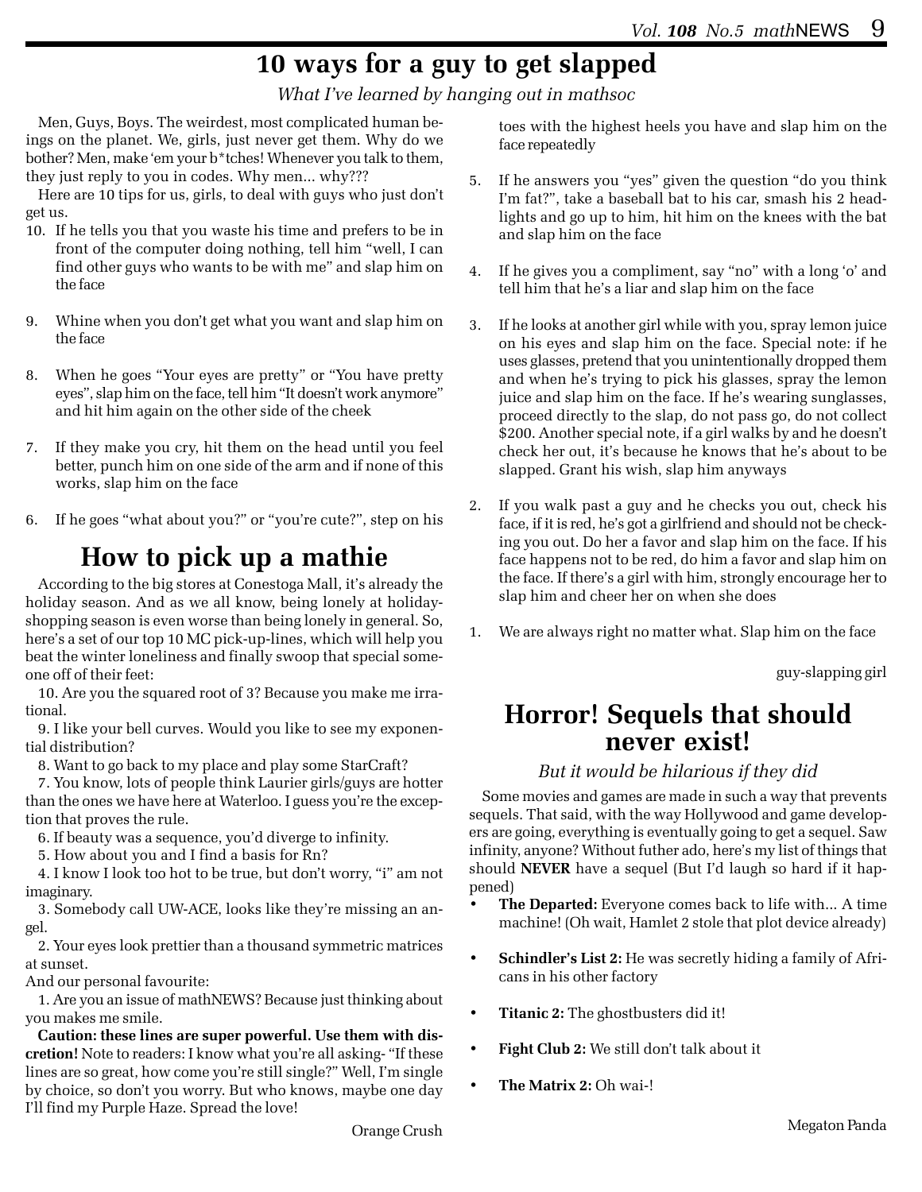# 10 ways for a guy to get slapped

*What I've learned by hanging out in mathsoc*

Men, Guys, Boys. The weirdest, most complicated human beings on the planet. We, girls, just never get them. Why do we bother? Men, make 'em your b*tches! Whenever you talk to them, they just reply to you in codes. Why men... why???

Here are 10 tips for us, girls, to deal with guys who just don't get us.

10. If he tells you that you waste his time and prefers to be in front of the computer doing nothing, tell him "well, I can find other guys who wants to be with me" and slap him on the face

9. Whine when you don't get what you want and slap him on the face

8. When he goes "Your eyes are pretty" or "You have pretty eyes", slap him on the face, tell him "It doesn't work anymore" and hit him again on the other side of the cheek

7. If they make you cry, hit them on the head until you feel better, punch him on one side of the arm and if none of this works, slap him on the face

6. If he goes "what about you?" or "you're cute?", step on his toes with the highest heels you have and slap him on the face repeatedly

5. If he answers you "yes" given the question "do you think I'm fat?", take a baseball bat to his car, smash his 2 headlights and go up to him, hit him on the knees with the bat and slap him on the face

4. If he gives you a compliment, say "no" with a long 'o' and tell him that he's a liar and slap him on the face

3. If he looks at another girl while with you, spray lemon juice on his eyes and slap him on the face. Special note: if he uses glasses, pretend that you unintendually dropped them and when he's trying to pick his glasses, spray the lemon juice and slap him on the face. If he's wearing sunglasses, proceed directly to the slap, do not pass go, do not collect $200. Another special note, if a girl walks by and he doesn't check her out, it's because he knows that he's about to be slapped. Grant his wish, slap him anyways

2. If you walk past a guy and he checks you out, check his face, if it is red, he's got a girlfriend and should not be checking you out. Do her a favor and slap him on the face. If his face happens not to be red, do him a favor and slap him on the face. If there's a girl with him, strongly encourage her to slap him and cheer her on when she does

1. We are always right no matter what. Slap him on the face

guy-slapping girl

# How to pick up a mathie

According to the big stores at Conestoga Mall, it's already the holiday season. And as we all know, being lonely at holiday-shopping season is even worse than being lonely in general. So, here's a set of our top 10 MC pick-up-lines, which will help you beat the winter loneliness and finally swoop that special someone off of their feet:

10. Are you the squared root of 3? Because you make me irrational.

9. I like your bell curves. Would you like to see my exponential distribution?

8. Want to go back to my place and play some StarCraft?

7. You know, lots of people think Laurier girls/guys are hotter than the ones we have here at Waterloo. I guess you're the exception that proves the rule.

6. If beauty was a sequence, you'd diverge to infinity.

5. How about you and I find a basis for Rn?

4. I know I look too hot to be true, but don't worry, "i" am not imaginary.

3. Somebody call UW-ACE, looks like they're missing an angel.

2. Your eyes look prettier than a thousand symmetric matrices at sunset.

And our personal favourite:

1. Are you an issue of mathNEWS? Because just thinking about you makes me smile.

**Caution: these lines are super powerful. Use them with discretion!** Note to readers: I know what you're all asking- "If these lines are so great, how come you're still single?" Well, I'm single by choice, so don't you worry. But who knows, maybe one day I'll find my Purple Haze. Spread the love!

Orange Crush

# Horror! Sequels that should never exist!

*But it would be hilarious if they did*

Some movies and games are made in such a way that prevents sequels. That said, with the way Hollywood and game developers are going, everything is eventually going to get a sequel. Saw infinity, anyone? Without futher ado, here's my list of things that should **NEVER** have a sequel (But I'd laugh so hard if it happened)

- **The Departed:** Everyone comes back to life with... A time machine! (Oh wait, Hamlet 2 stole that plot device already)
- **Schindler's List 2:** He was secretly hiding a family of Africans in his other factory
- **Titanic 2:** The ghostbusters did it!
- **Fight Club 2:** We still don't talk about it
- **The Matrix 2:** Oh wai-!

Megaton Panda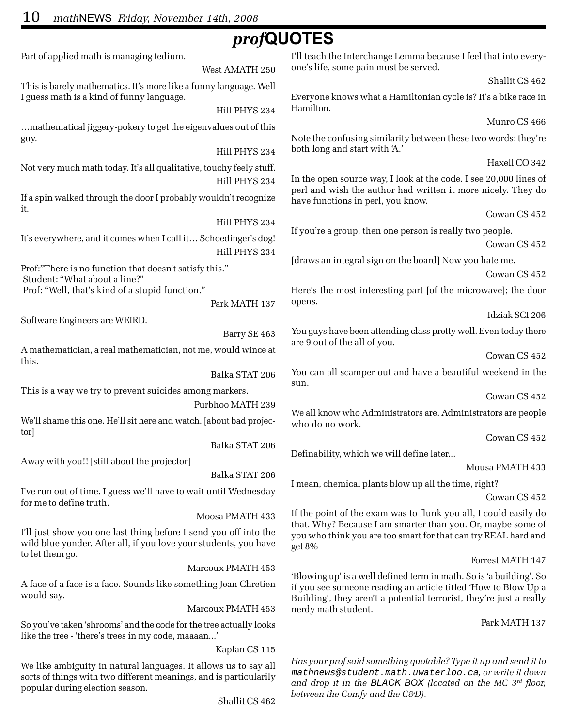# *prof*QUOTES

Part of applied math is managing tedium.

West AMATH 250

This is barely mathematics. It's more like a funny language. Well I guess math is a kind of funny language.

Hill PHYS 234

…mathematical jiggery-pokery to get the eigenvalues out of this guy.

Hill PHYS 234

Not very much math today. It's all qualitative, touchy feely stuff.

Hill PHYS 234

If a spin walked through the door I probably wouldn't recognize it.

Hill PHYS 234

It's everywhere, and it comes when I call it… Schoedinger's dog!

Hill PHYS 234

Prof:"There is no function that doesn't satisfy this."
Student: "What about a line?"
Prof: "Well, that's kind of a stupid function."

Park MATH 137

Software Engineers are WEIRD.

Barry SE 463

A mathematician, a real mathematician, not me, would wince at this.

Balka STAT 206

This is a way we try to prevent suicides among markers.

Purbhoo MATH 239

We'll shame this one. He'll sit here and watch. [about bad projector]

Balka STAT 206

Away with you!! [still about the projector]

Balka STAT 206

I've run out of time. I guess we'll have to wait until Wednesday for me to define truth.

Moosa PMATH 433

I'll just show you one last thing before I send you off into the wild blue yonder. After all, if you love your students, you have to let them go.

Marcoux PMATH 453

A face of a face is a face. Sounds like something Jean Chretien would say.

Marcoux PMATH 453

So you've taken 'shrooms' and the code for the tree actually looks like the tree - 'there's trees in my code, maaaan...'

Kaplan CS 115

We like ambiguity in natural languages. It allows us to say all sorts of things with two different meanings, and is particularily popular during election season.

Shallit CS 462

I'll teach the Interchange Lemma because I feel that into everyone's life, some pain must be served.

Shallit CS 462

Everyone knows what a Hamiltonian cycle is? It's a bike race in Hamilton.

Munro CS 466

Note the confusing similarity between these two words; they're both long and start with 'A.'

Haxell CO 342

In the open source way, I look at the code. I see 20,000 lines of perl and wish the author had written it more nicely. They do have functions in perl, you know.

Cowan CS 452

If you're a group, then one person is really two people.

Cowan CS 452

[draws an integral sign on the board] Now you hate me.

Cowan CS 452

Here's the most interesting part [of the microwave]; the door opens.

Idziak SCI 206

You guys have been attending class pretty well. Even today there are 9 out of the all of you.

Cowan CS 452

You can all scamper out and have a beautiful weekend in the sun.

Cowan CS 452

We all know who Administrators are. Administrators are people who do no work.

Cowan CS 452

Definability, which we will define later...

Mousa PMATH 433

I mean, chemical plants blow up all the time, right?

Cowan CS 452

If the point of the exam was to flunk you all, I could easily do that. Why? Because I am smarter than you. Or, maybe some of you who think you are too smart for that can try REAL hard and get 8%

Forrest MATH 147

'Blowing up' is a well defined term in math. So is 'a building'. So if you see someone reading an article titled 'How to Blow Up a Building', they aren't a potential terrorist, they're just a really nerdy math student.

Park MATH 137

*Has your prof said something quotable? Type it up and send it to `mathnews@student.math.uwaterloo.ca`, or write it down and drop it in the BLACK BOX (located on the MC 3rd floor, between the Comfy and the C&D).*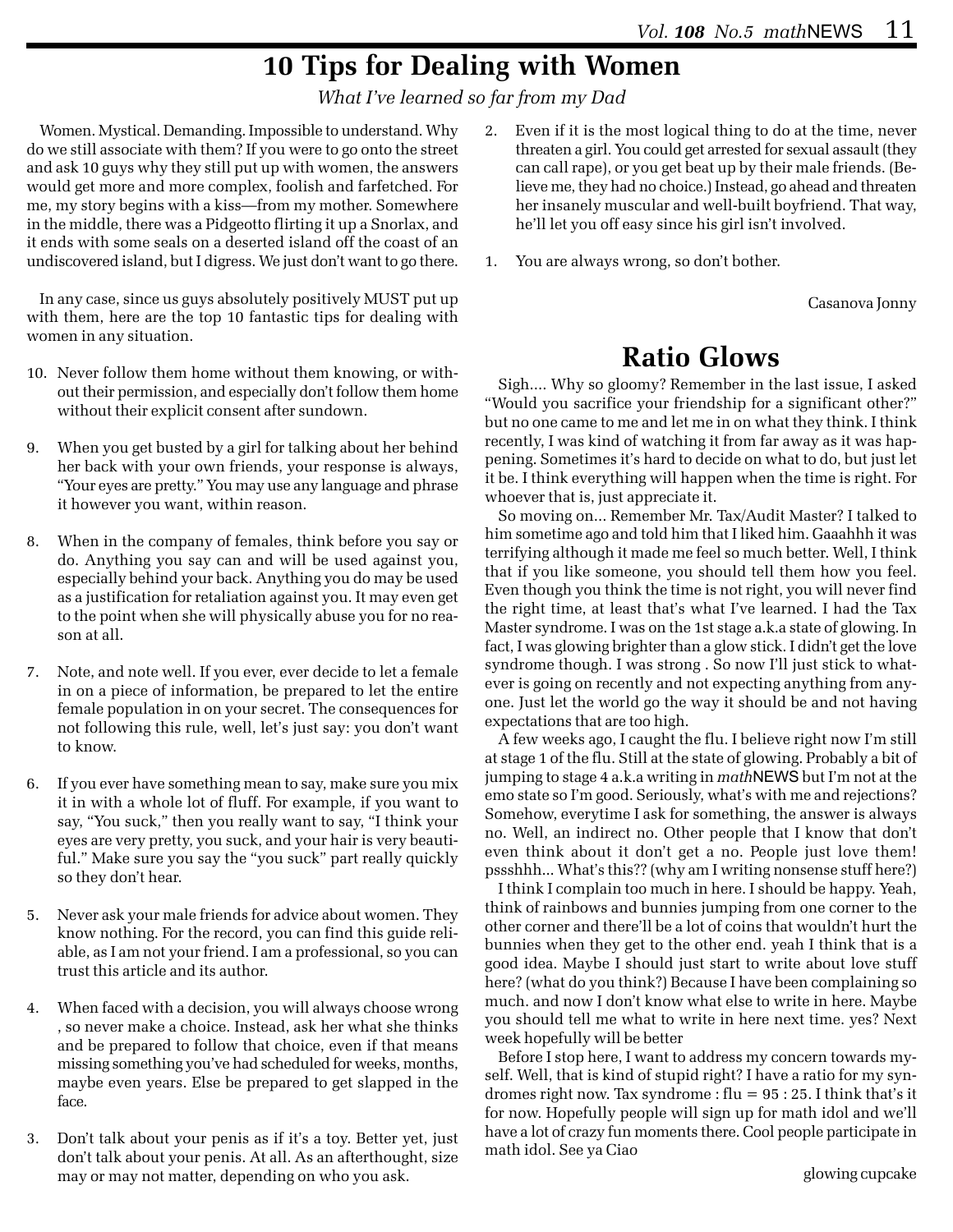# 10 Tips for Dealing with Women

*What I've learned so far from my Dad*

Women. Mystical. Demanding. Impossible to understand. Why do we still associate with them? If you were to go onto the street and ask 10 guys why they still put up with women, the answers would get more and more complex, foolish and farfetched. For me, my story begins with a kiss—from my mother. Somewhere in the middle, there was a Pidgeotto flirting it up a Snorlax, and it ends with some seals on a deserted island off the coast of an undiscovered island, but I digress. We just don't want to go there.

In any case, since us guys absolutely positively MUST put up with them, here are the top 10 fantastic tips for dealing with women in any situation.

10. Never follow them home without them knowing, or without their permission, and especially don't follow them home without their explicit consent after sundown.

9. When you get busted by a girl for talking about her behind her back with your own friends, your response is always, "Your eyes are pretty." You may use any language and phrase it however you want, within reason.

8. When in the company of females, think before you say or do. Anything you say can and will be used against you, especially behind your back. Anything you do may be used as a justification for retaliation against you. It may even get to the point when she will physically abuse you for no reason at all.

7. Note, and note well. If you ever, ever decide to let a female in on a piece of information, be prepared to let the entire female population in on your secret. The consequences for not following this rule, well, let's just say: you don't want to know.

6. If you ever have something mean to say, make sure you mix it in with a whole lot of fluff. For example, if you want to say, "You suck," then you really want to say, "I think your eyes are very pretty, you suck, and your hair is very beautiful." Make sure you say the "you suck" part really quickly so they don't hear.

5. Never ask your male friends for advice about women. They know nothing. For the record, you can find this guide reliable, as I am not your friend. I am a professional, so you can trust this article and its author.

4. When faced with a decision, you will always choose wrong , so never make a choice. Instead, ask her what she thinks and be prepared to follow that choice, even if that means missing something you've had scheduled for weeks, months, maybe even years. Else be prepared to get slapped in the face.

3. Don't talk about your penis as if it's a toy. Better yet, just don't talk about your penis. At all. As an afterthought, size may or may not matter, depending on who you ask.

2. Even if it is the most logical thing to do at the time, never threaten a girl. You could get arrested for sexual assault (they can call rape), or you get beat up by their male friends. (Believe me, they had no choice.) Instead, go ahead and threaten her insanely muscular and well-built boyfriend. That way, he'll let you off easy since his girl isn't involved.

1. You are always wrong, so don't bother.

Casanova Jonny

# Ratio Glows

Sigh.... Why so gloomy? Remember in the last issue, I asked "Would you sacrifice your friendship for a significant other?" but no one came to me and let me in on what they think. I think recently, I was kind of watching it from far away as it was happening. Sometimes it's hard to decide on what to do, but just let it be. I think everything will happen when the time is right. For whoever that is, just appreciate it.

So moving on... Remember Mr. Tax/Audit Master? I talked to him sometime ago and told him that I liked him. Gaaahhh it was terrifying although it made me feel so much better. Well, I think that if you like someone, you should tell them how you feel. Even though you think the time is not right, you will never find the right time, at least that's what I've learned. I had the Tax Master syndrome. I was on the 1st stage a.k.a state of glowing. In fact, I was glowing brighter than a glow stick. I didn't get the love syndrome though. I was strong . So now I'll just stick to whatever is going on recently and not expecting anything from anyone. Just let the world go the way it should be and not having expectations that are too high.

A few weeks ago, I caught the flu. I believe right now I'm still at stage 1 of the flu. Still at the state of glowing. Probably a bit of jumping to stage 4 a.k.a writing in *math*NEWS but I'm not at the emo state so I'm good. Seriously, what's with me and rejections? Somehow, everytime I ask for something, the answer is always no. Well, an indirect no. Other people that I know that don't even think about it don't get a no. People just love them! pssshhh... What's this?? (why am I writing nonsense stuff here?)

I think I complain too much in here. I should be happy. Yeah, think of rainbows and bunnies jumping from one corner to the other corner and there'll be a lot of coins that wouldn't hurt the bunnies when they get to the other end. yeah I think that is a good idea. Maybe I should just start to write about love stuff here? (what do you think?) Because I have been complaining so much. and now I don't know what else to write in here. Maybe you should tell me what to write in here next time. yes? Next week hopefully will be better

Before I stop here, I want to address my concern towards myself. Well, that is kind of stupid right? I have a ratio for my syndromes right now. Tax syndrome : flu = 95 : 25. I think that's it for now. Hopefully people will sign up for math idol and we'll have a lot of crazy fun moments there. Cool people participate in math idol. See ya Ciao

glowing cupcake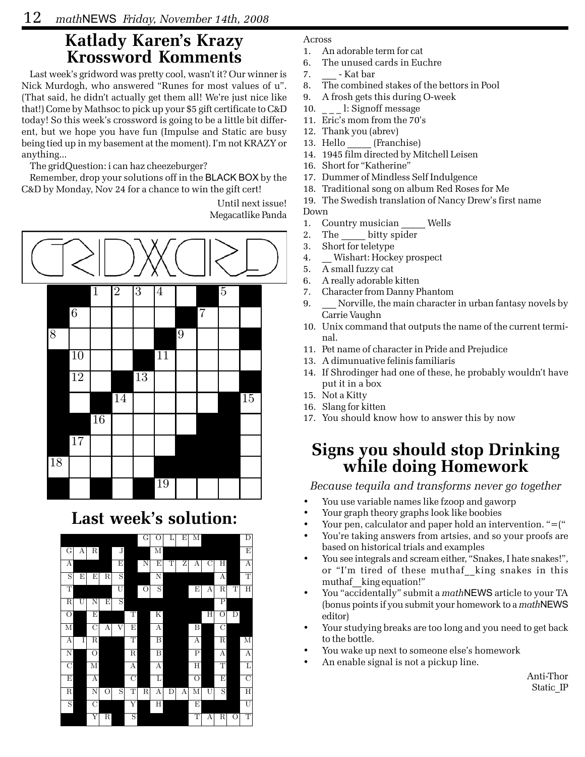# Katlady Karen's Krazy Krossword Komments

Last week's gridword was pretty cool, wasn't it? Our winner is Nick Murdogh, who answered "Runes for most values of u". (That said, he didn't actually get them all! We're just nice like that!) Come by Mathsoc to pick up your $5 gift certificate to C&D today! So this week's crossword is going to be a little bit different, but we hope you have fun (Impulse and Static are busy being tied up in my basement at the moment). I'm not KRAZY or anything...

The gridQuestion: i can haz cheezeburger?

Remember, drop your solutions off in the BLACK BOX by the C&D by Monday, Nov 24 for a chance to win the gift cert!

Until next issue!
Megacatlike Panda

GRIDWORD

Across

1. An adorable term for cat
6. The unused cards in Euchre
7. ___ - Kat bar
8. The combined stakes of the bettors in Pool
9. A frosh gets this during O-week
10. _ _ _ l: Signoff message
11. Eric's mom from the 70's
12. Thank you (abrev)
13. Hello _____ (Franchise)
14. 1945 film directed by Mitchell Leisen
16. Short for "Katherine"
17. Dummer of Mindless Self Indulgence
18. Traditional song on album Red Roses for Me
19. The Swedish translation of Nancy Drew's first name

Down

1. Country musician _____ Wells
2. The _____ bitty spider
3. Short for teletype
4. __ Wishart: Hockey prospect
5. A small fuzzy cat
6. A really adorable kitten
7. Character from Danny Phantom
9. ___ Norville, the main character in urban fantasy novels by Carrie Vaughn
10. Unix command that outputs the name of the current terminal.
11. Pet name of character in Pride and Prejudice
13. A dimunuative felinis familiaris
14. If Shrodinger had one of these, he probably wouldn't have put it in a box
15. Not a Kitty
16. Slang for kitten
17. You should know how to answer this by now

## Last week's solution:

# Signs you should stop Drinking while doing Homework

*Because tequila and transforms never go together*

- You use variable names like fzoop and gaworp
- Your graph theory graphs look like boobies
- Your pen, calculator and paper hold an intervention. "=("
- You're taking answers from artsies, and so your proofs are based on historical trials and examples
- You see integrals and scream either, "Snakes, I hate snakes!", or "I'm tired of these muthaf__king snakes in this muthaf__king equation!"
- You "accidentally" submit a *math*NEWS article to your TA (bonus points if you submit your homework to a *math*NEWS editor)
- Your studying breaks are too long and you need to get back to the bottle.
- You wake up next to someone else's homework
- An enable signal is not a pickup line.

Anti-Thor
Static_IP